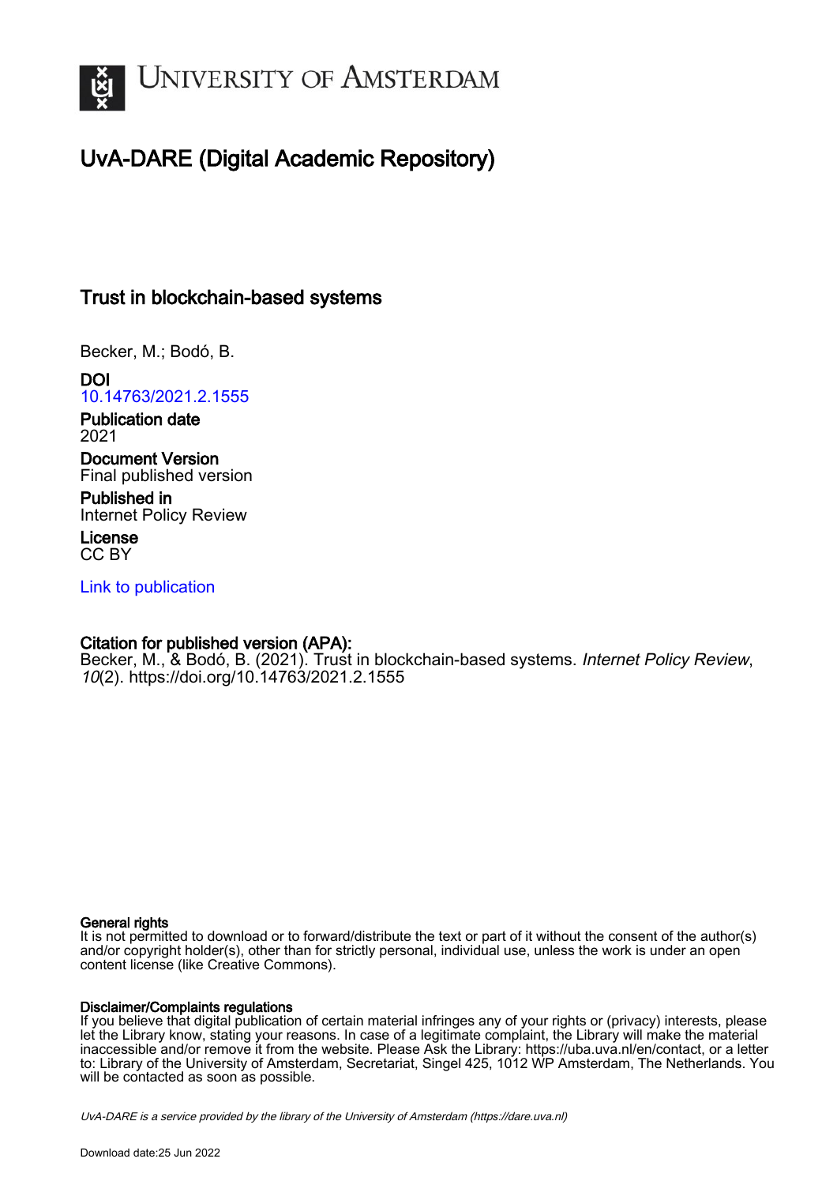# University of Amsterdam

## UvA-DARE (Digital Academic Repository)

### Trust in blockchain-based systems

Becker, M.; Bodó, B.

**DOI**
10.14763/2021.2.1555

**Publication date**
2021

**Document Version**
Final published version

**Published in**
Internet Policy Review

**License**
CC BY

Link to publication

**Citation for published version (APA):**
Becker, M., & Bodó, B. (2021). Trust in blockchain-based systems. *Internet Policy Review*, *10*(2). https://doi.org/10.14763/2021.2.1555

**General rights**
It is not permitted to download or to forward/distribute the text or part of it without the consent of the author(s) and/or copyright holder(s), other than for strictly personal, individual use, unless the work is under an open content license (like Creative Commons).

**Disclaimer/Complaints regulations**
If you believe that digital publication of certain material infringes any of your rights or (privacy) interests, please let the Library know, stating your reasons. In case of a legitimate complaint, the Library will make the material inaccessible and/or remove it from the website. Please Ask the Library: https://uba.uva.nl/en/contact, or a letter to: Library of the University of Amsterdam, Secretariat, Singel 425, 1012 WP Amsterdam, The Netherlands. You will be contacted as soon as possible.

*UvA-DARE is a service provided by the library of the University of Amsterdam (https://dare.uva.nl)*

Download date:25 Jun 2022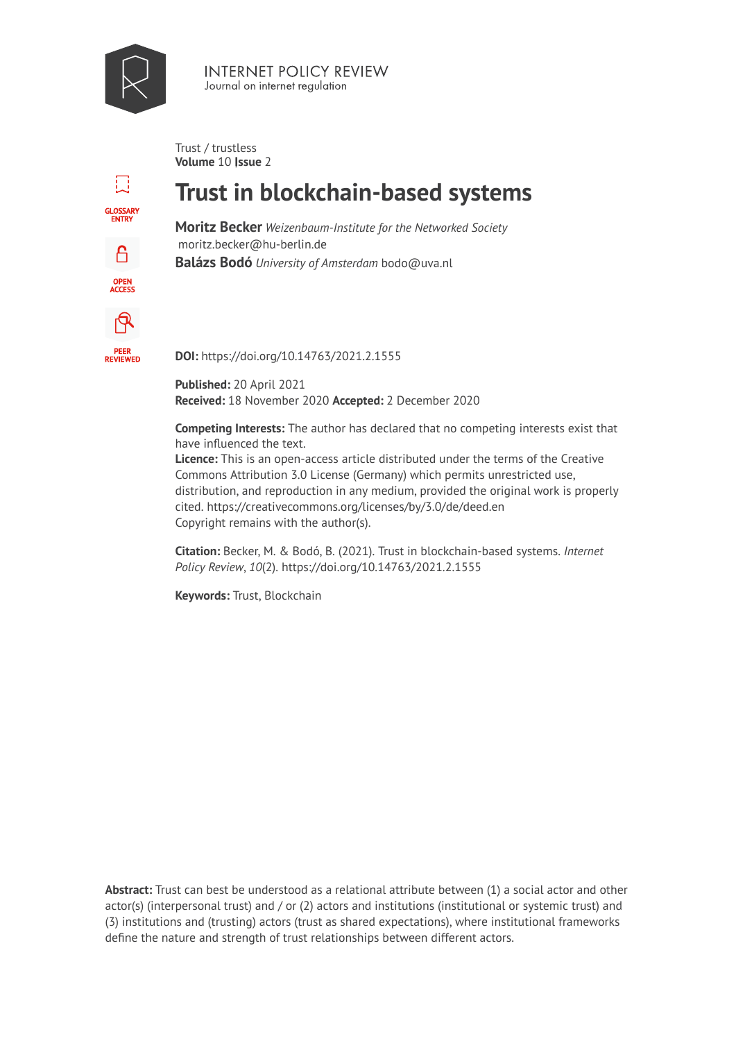Trust / trustless
**Volume** 10 **Issue** 2

# Trust in blockchain-based systems

**Moritz Becker** *Weizenbaum-Institute for the Networked Society*
moritz.becker@hu-berlin.de
**Balázs Bodó** *University of Amsterdam* bodo@uva.nl

GLOSSARY ENTRY

OPEN ACCESS

PEER REVIEWED

**DOI:** https://doi.org/10.14763/2021.2.1555

**Published:** 20 April 2021
**Received:** 18 November 2020 **Accepted:** 2 December 2020

**Competing Interests:** The author has declared that no competing interests exist that have influenced the text.
**Licence:** This is an open-access article distributed under the terms of the Creative Commons Attribution 3.0 License (Germany) which permits unrestricted use, distribution, and reproduction in any medium, provided the original work is properly cited. https://creativecommons.org/licenses/by/3.0/de/deed.en
Copyright remains with the author(s).

**Citation:** Becker, M. & Bodó, B. (2021). Trust in blockchain-based systems. *Internet Policy Review*, *10*(2). https://doi.org/10.14763/2021.2.1555

**Keywords:** Trust, Blockchain

**Abstract:** Trust can best be understood as a relational attribute between (1) a social actor and other actor(s) (interpersonal trust) and / or (2) actors and institutions (institutional or systemic trust) and (3) institutions and (trusting) actors (trust as shared expectations), where institutional frameworks define the nature and strength of trust relationships between different actors.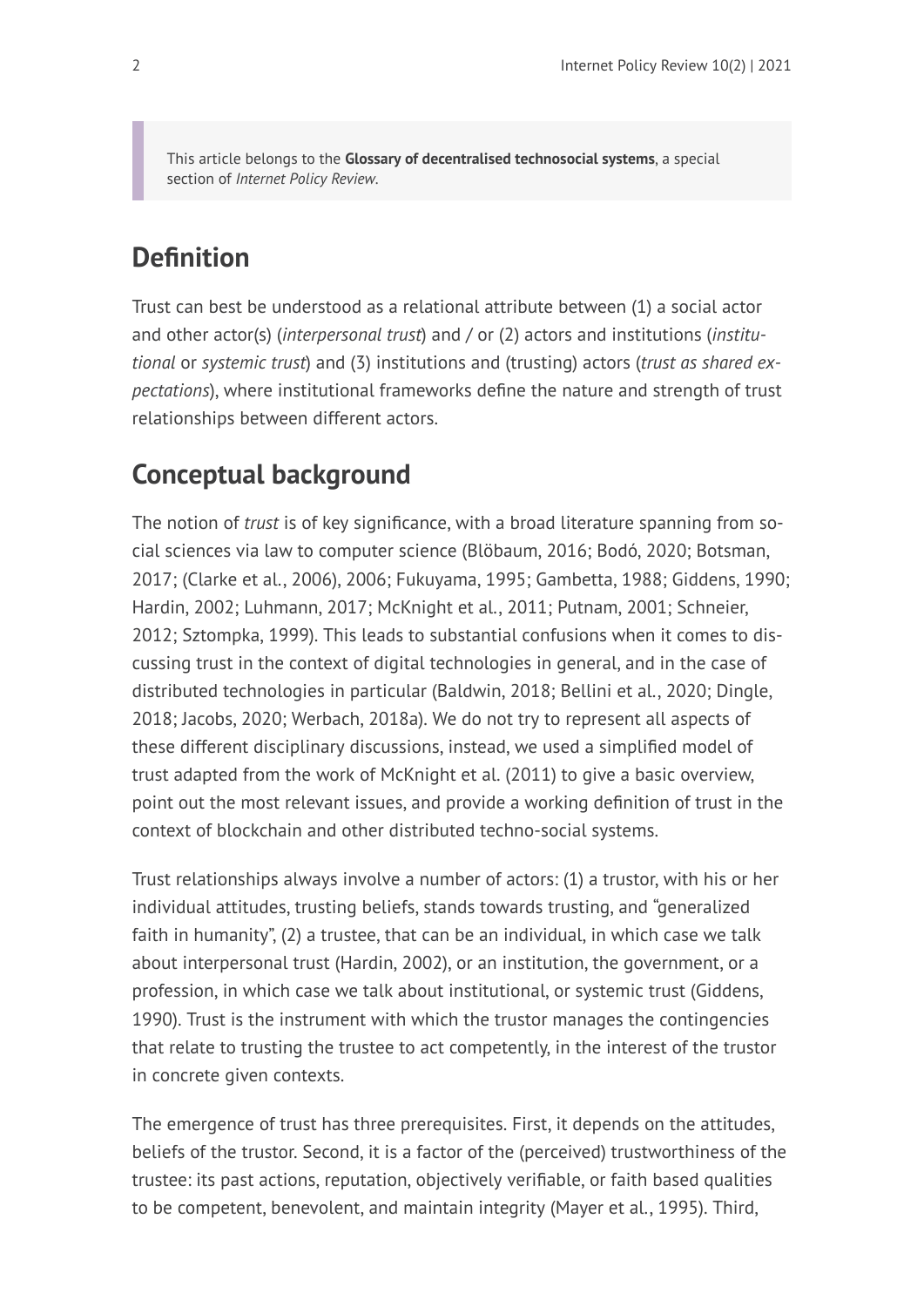> This article belongs to the **Glossary of decentralised technosocial systems**, a special section of *Internet Policy Review*.

## Definition

Trust can best be understood as a relational attribute between (1) a social actor and other actor(s) (*interpersonal trust*) and / or (2) actors and institutions (*institutional* or *systemic trust*) and (3) institutions and (trusting) actors (*trust as shared expectations*), where institutional frameworks define the nature and strength of trust relationships between different actors.

## Conceptual background

The notion of *trust* is of key significance, with a broad literature spanning from social sciences via law to computer science (Blöbaum, 2016; Bodó, 2020; Botsman, 2017; (Clarke et al., 2006), 2006; Fukuyama, 1995; Gambetta, 1988; Giddens, 1990; Hardin, 2002; Luhmann, 2017; McKnight et al., 2011; Putnam, 2001; Schneier, 2012; Sztompka, 1999). This leads to substantial confusions when it comes to discussing trust in the context of digital technologies in general, and in the case of distributed technologies in particular (Baldwin, 2018; Bellini et al., 2020; Dingle, 2018; Jacobs, 2020; Werbach, 2018a). We do not try to represent all aspects of these different disciplinary discussions, instead, we used a simplified model of trust adapted from the work of McKnight et al. (2011) to give a basic overview, point out the most relevant issues, and provide a working definition of trust in the context of blockchain and other distributed techno-social systems.

Trust relationships always involve a number of actors: (1) a trustor, with his or her individual attitudes, trusting beliefs, stands towards trusting, and "generalized faith in humanity", (2) a trustee, that can be an individual, in which case we talk about interpersonal trust (Hardin, 2002), or an institution, the government, or a profession, in which case we talk about institutional, or systemic trust (Giddens, 1990). Trust is the instrument with which the trustor manages the contingencies that relate to trusting the trustee to act competently, in the interest of the trustor in concrete given contexts.

The emergence of trust has three prerequisites. First, it depends on the attitudes, beliefs of the trustor. Second, it is a factor of the (perceived) trustworthiness of the trustee: its past actions, reputation, objectively verifiable, or faith based qualities to be competent, benevolent, and maintain integrity (Mayer et al., 1995). Third,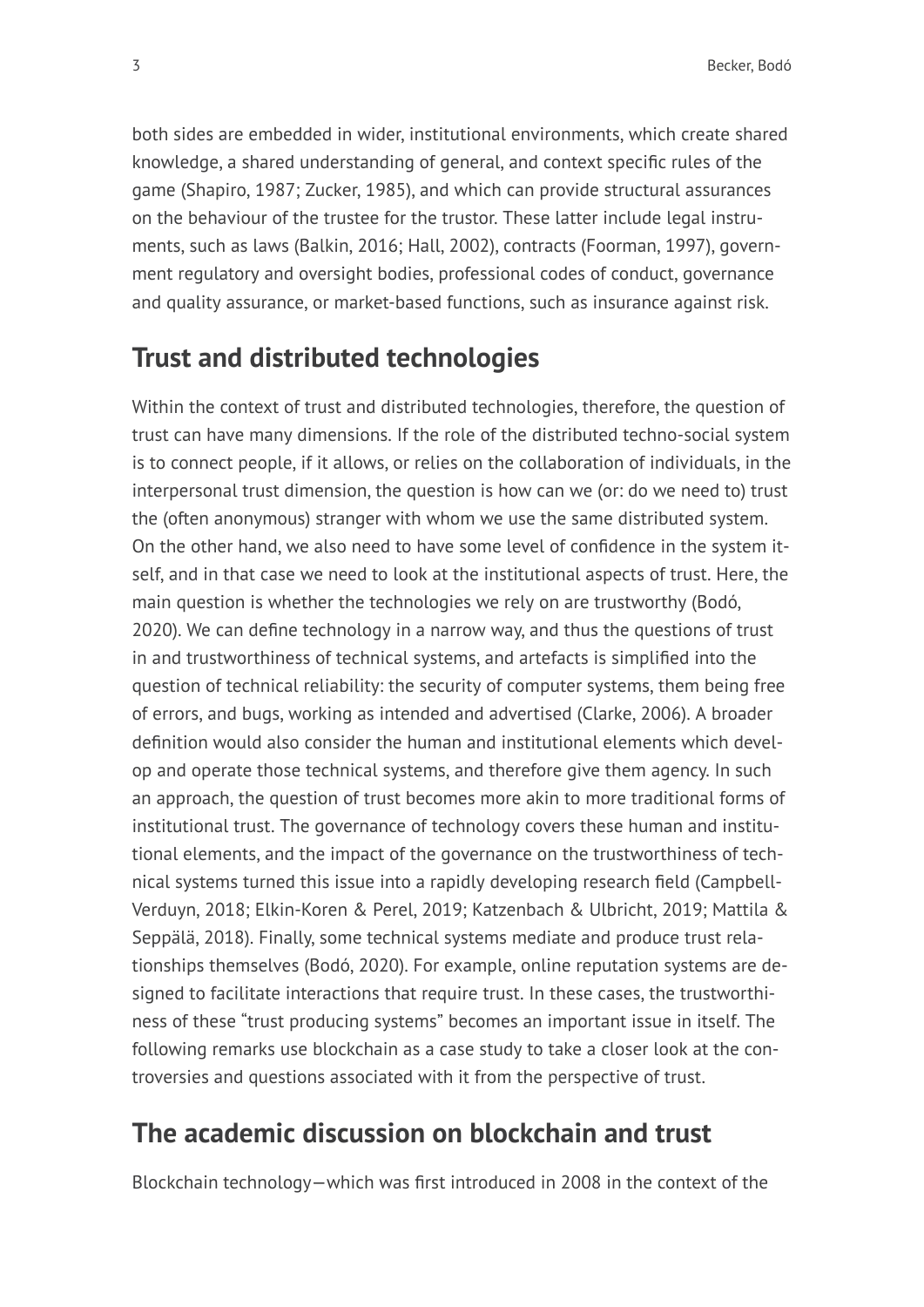both sides are embedded in wider, institutional environments, which create shared knowledge, a shared understanding of general, and context specific rules of the game (Shapiro, 1987; Zucker, 1985), and which can provide structural assurances on the behaviour of the trustee for the trustor. These latter include legal instruments, such as laws (Balkin, 2016; Hall, 2002), contracts (Foorman, 1997), government regulatory and oversight bodies, professional codes of conduct, governance and quality assurance, or market-based functions, such as insurance against risk.

## Trust and distributed technologies

Within the context of trust and distributed technologies, therefore, the question of trust can have many dimensions. If the role of the distributed techno-social system is to connect people, if it allows, or relies on the collaboration of individuals, in the interpersonal trust dimension, the question is how can we (or: do we need to) trust the (often anonymous) stranger with whom we use the same distributed system. On the other hand, we also need to have some level of confidence in the system itself, and in that case we need to look at the institutional aspects of trust. Here, the main question is whether the technologies we rely on are trustworthy (Bodó, 2020). We can define technology in a narrow way, and thus the questions of trust in and trustworthiness of technical systems, and artefacts is simplified into the question of technical reliability: the security of computer systems, them being free of errors, and bugs, working as intended and advertised (Clarke, 2006). A broader definition would also consider the human and institutional elements which develop and operate those technical systems, and therefore give them agency. In such an approach, the question of trust becomes more akin to more traditional forms of institutional trust. The governance of technology covers these human and institutional elements, and the impact of the governance on the trustworthiness of technical systems turned this issue into a rapidly developing research field (Campbell-Verduyn, 2018; Elkin-Koren & Perel, 2019; Katzenbach & Ulbricht, 2019; Mattila & Seppälä, 2018). Finally, some technical systems mediate and produce trust relationships themselves (Bodó, 2020). For example, online reputation systems are designed to facilitate interactions that require trust. In these cases, the trustworthiness of these "trust producing systems" becomes an important issue in itself. The following remarks use blockchain as a case study to take a closer look at the controversies and questions associated with it from the perspective of trust.

## The academic discussion on blockchain and trust

Blockchain technology—which was first introduced in 2008 in the context of the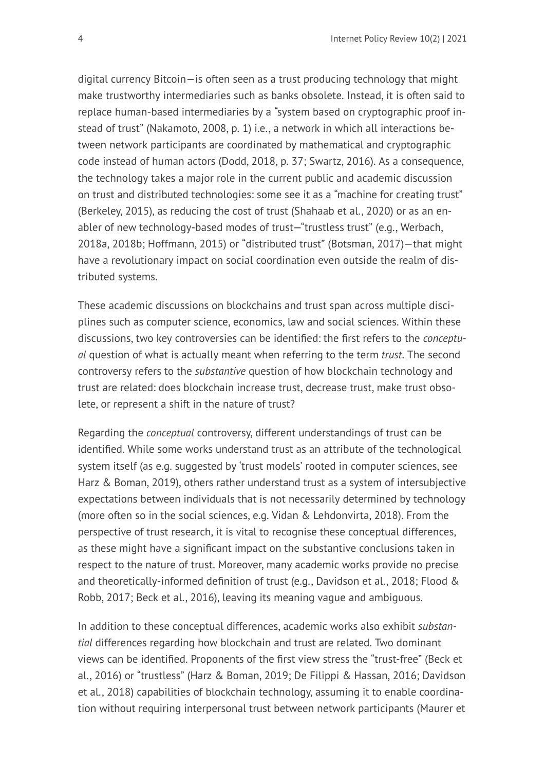digital currency Bitcoin—is often seen as a trust producing technology that might make trustworthy intermediaries such as banks obsolete. Instead, it is often said to replace human-based intermediaries by a "system based on cryptographic proof instead of trust" (Nakamoto, 2008, p. 1) i.e., a network in which all interactions between network participants are coordinated by mathematical and cryptographic code instead of human actors (Dodd, 2018, p. 37; Swartz, 2016). As a consequence, the technology takes a major role in the current public and academic discussion on trust and distributed technologies: some see it as a "machine for creating trust" (Berkeley, 2015), as reducing the cost of trust (Shahaab et al., 2020) or as an enabler of new technology-based modes of trust—"trustless trust" (e.g., Werbach, 2018a, 2018b; Hoffmann, 2015) or "distributed trust" (Botsman, 2017)—that might have a revolutionary impact on social coordination even outside the realm of distributed systems.

These academic discussions on blockchains and trust span across multiple disciplines such as computer science, economics, law and social sciences. Within these discussions, two key controversies can be identified: the first refers to the *conceptual* question of what is actually meant when referring to the term *trust*. The second controversy refers to the *substantive* question of how blockchain technology and trust are related: does blockchain increase trust, decrease trust, make trust obsolete, or represent a shift in the nature of trust?

Regarding the *conceptual* controversy, different understandings of trust can be identified. While some works understand trust as an attribute of the technological system itself (as e.g. suggested by 'trust models' rooted in computer sciences, see Harz & Boman, 2019), others rather understand trust as a system of intersubjective expectations between individuals that is not necessarily determined by technology (more often so in the social sciences, e.g. Vidan & Lehdonvirta, 2018). From the perspective of trust research, it is vital to recognise these conceptual differences, as these might have a significant impact on the substantive conclusions taken in respect to the nature of trust. Moreover, many academic works provide no precise and theoretically-informed definition of trust (e.g., Davidson et al., 2018; Flood & Robb, 2017; Beck et al., 2016), leaving its meaning vague and ambiguous.

In addition to these conceptual differences, academic works also exhibit *substantial* differences regarding how blockchain and trust are related. Two dominant views can be identified. Proponents of the first view stress the "trust-free" (Beck et al., 2016) or "trustless" (Harz & Boman, 2019; De Filippi & Hassan, 2016; Davidson et al., 2018) capabilities of blockchain technology, assuming it to enable coordination without requiring interpersonal trust between network participants (Maurer et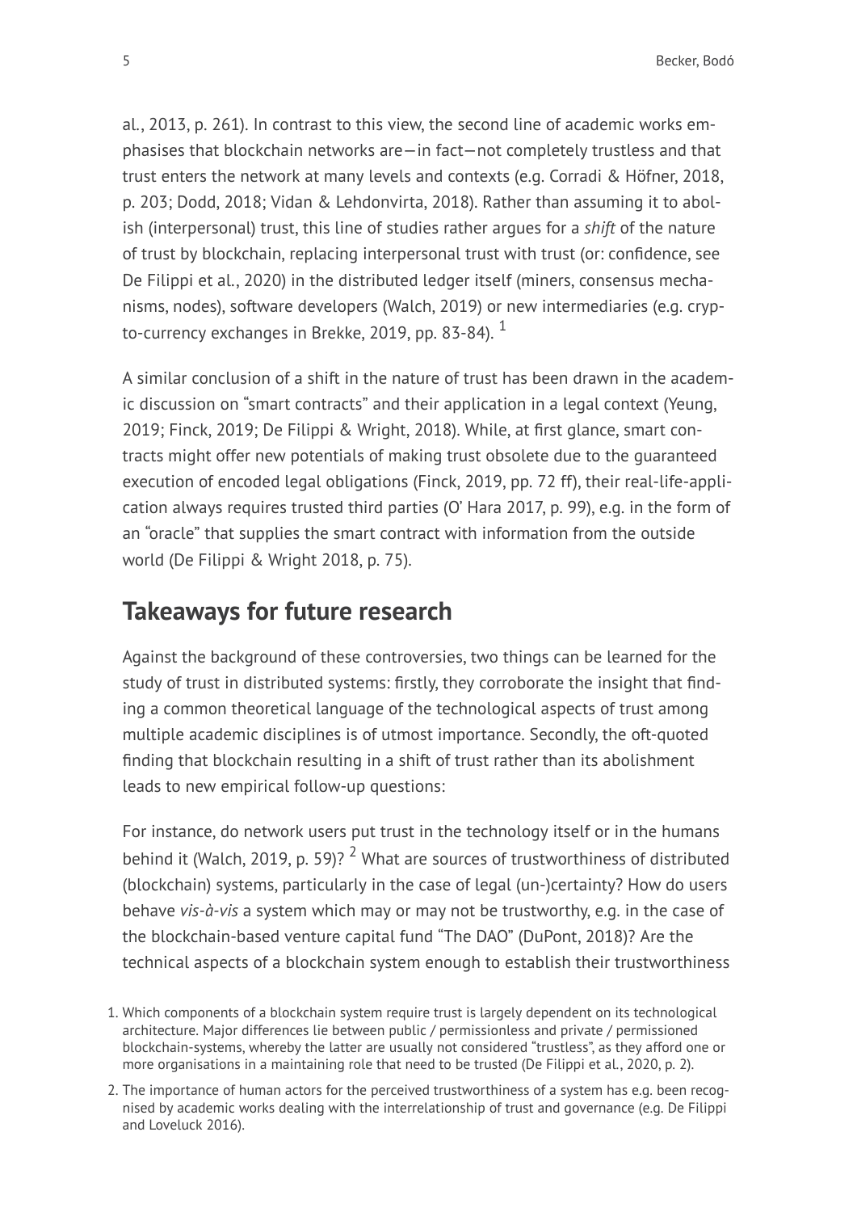al., 2013, p. 261). In contrast to this view, the second line of academic works emphasises that blockchain networks are—in fact—not completely trustless and that trust enters the network at many levels and contexts (e.g. Corradi & Höfner, 2018, p. 203; Dodd, 2018; Vidan & Lehdonvirta, 2018). Rather than assuming it to abolish (interpersonal) trust, this line of studies rather argues for a *shift* of the nature of trust by blockchain, replacing interpersonal trust with trust (or: confidence, see De Filippi et al., 2020) in the distributed ledger itself (miners, consensus mechanisms, nodes), software developers (Walch, 2019) or new intermediaries (e.g. crypto-currency exchanges in Brekke, 2019, pp. 83-84). [1]

A similar conclusion of a shift in the nature of trust has been drawn in the academic discussion on "smart contracts" and their application in a legal context (Yeung, 2019; Finck, 2019; De Filippi & Wright, 2018). While, at first glance, smart contracts might offer new potentials of making trust obsolete due to the guaranteed execution of encoded legal obligations (Finck, 2019, pp. 72 ff), their real-life-application always requires trusted third parties (O' Hara 2017, p. 99), e.g. in the form of an "oracle" that supplies the smart contract with information from the outside world (De Filippi & Wright 2018, p. 75).

## Takeaways for future research

Against the background of these controversies, two things can be learned for the study of trust in distributed systems: firstly, they corroborate the insight that finding a common theoretical language of the technological aspects of trust among multiple academic disciplines is of utmost importance. Secondly, the oft-quoted finding that blockchain resulting in a shift of trust rather than its abolishment leads to new empirical follow-up questions:

For instance, do network users put trust in the technology itself or in the humans behind it (Walch, 2019, p. 59)? [2] What are sources of trustworthiness of distributed (blockchain) systems, particularly in the case of legal (un-)certainty? How do users behave *vis-à-vis* a system which may or may not be trustworthy, e.g. in the case of the blockchain-based venture capital fund "The DAO" (DuPont, 2018)? Are the technical aspects of a blockchain system enough to establish their trustworthiness

1. Which components of a blockchain system require trust is largely dependent on its technological architecture. Major differences lie between public / permissionless and private / permissioned blockchain-systems, whereby the latter are usually not considered "trustless", as they afford one or more organisations in a maintaining role that need to be trusted (De Filippi et al., 2020, p. 2).

2. The importance of human actors for the perceived trustworthiness of a system has e.g. been recognised by academic works dealing with the interrelationship of trust and governance (e.g. De Filippi and Loveluck 2016).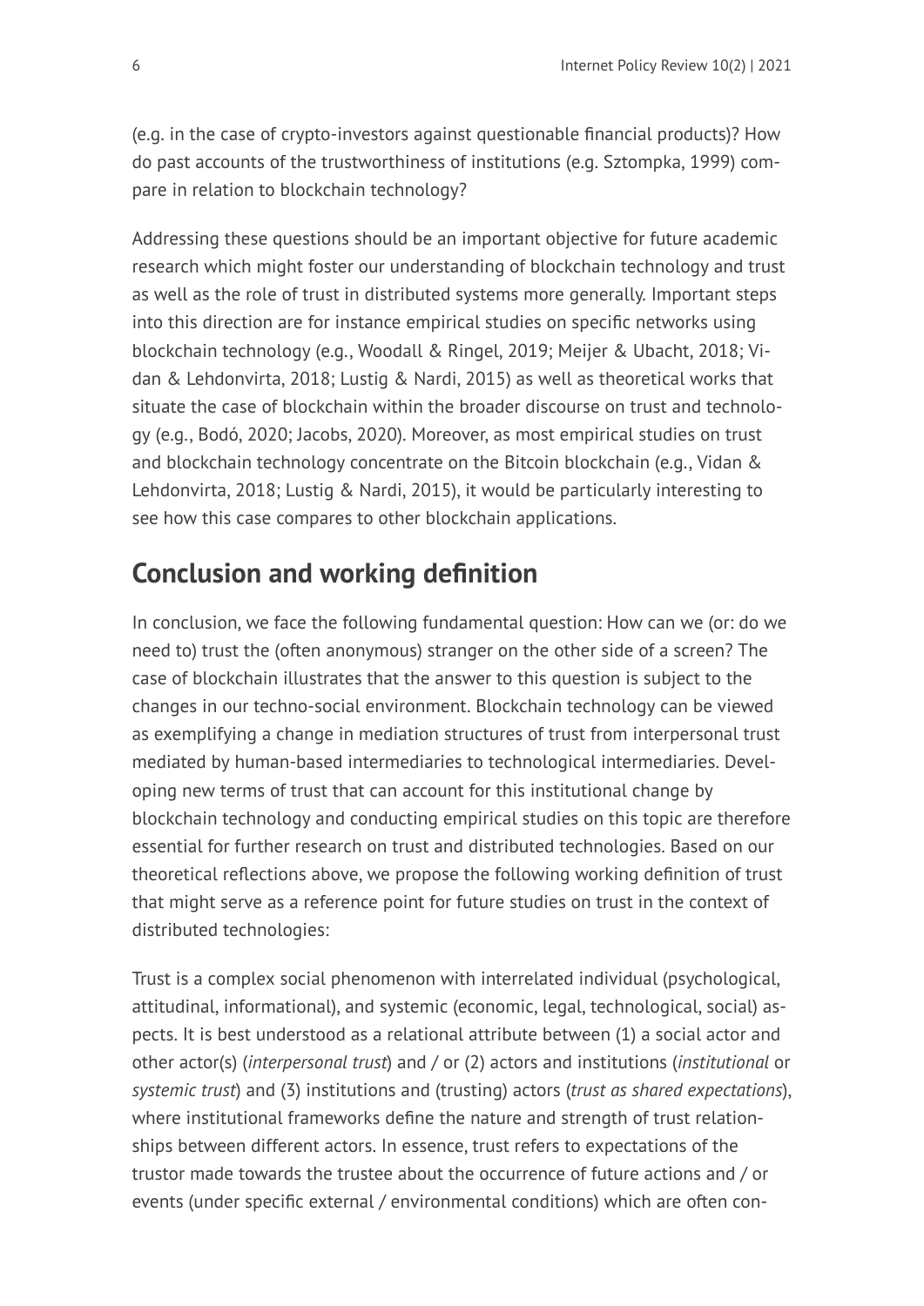(e.g. in the case of crypto-investors against questionable financial products)? How do past accounts of the trustworthiness of institutions (e.g. Sztompka, 1999) compare in relation to blockchain technology?

Addressing these questions should be an important objective for future academic research which might foster our understanding of blockchain technology and trust as well as the role of trust in distributed systems more generally. Important steps into this direction are for instance empirical studies on specific networks using blockchain technology (e.g., Woodall & Ringel, 2019; Meijer & Ubacht, 2018; Vidan & Lehdonvirta, 2018; Lustig & Nardi, 2015) as well as theoretical works that situate the case of blockchain within the broader discourse on trust and technology (e.g., Bodó, 2020; Jacobs, 2020). Moreover, as most empirical studies on trust and blockchain technology concentrate on the Bitcoin blockchain (e.g., Vidan & Lehdonvirta, 2018; Lustig & Nardi, 2015), it would be particularly interesting to see how this case compares to other blockchain applications.

## Conclusion and working definition

In conclusion, we face the following fundamental question: How can we (or: do we need to) trust the (often anonymous) stranger on the other side of a screen? The case of blockchain illustrates that the answer to this question is subject to the changes in our techno-social environment. Blockchain technology can be viewed as exemplifying a change in mediation structures of trust from interpersonal trust mediated by human-based intermediaries to technological intermediaries. Developing new terms of trust that can account for this institutional change by blockchain technology and conducting empirical studies on this topic are therefore essential for further research on trust and distributed technologies. Based on our theoretical reflections above, we propose the following working definition of trust that might serve as a reference point for future studies on trust in the context of distributed technologies:

Trust is a complex social phenomenon with interrelated individual (psychological, attitudinal, informational), and systemic (economic, legal, technological, social) aspects. It is best understood as a relational attribute between (1) a social actor and other actor(s) (*interpersonal trust*) and / or (2) actors and institutions (*institutional* or *systemic trust*) and (3) institutions and (trusting) actors (*trust as shared expectations*), where institutional frameworks define the nature and strength of trust relationships between different actors. In essence, trust refers to expectations of the trustor made towards the trustee about the occurrence of future actions and / or events (under specific external / environmental conditions) which are often con-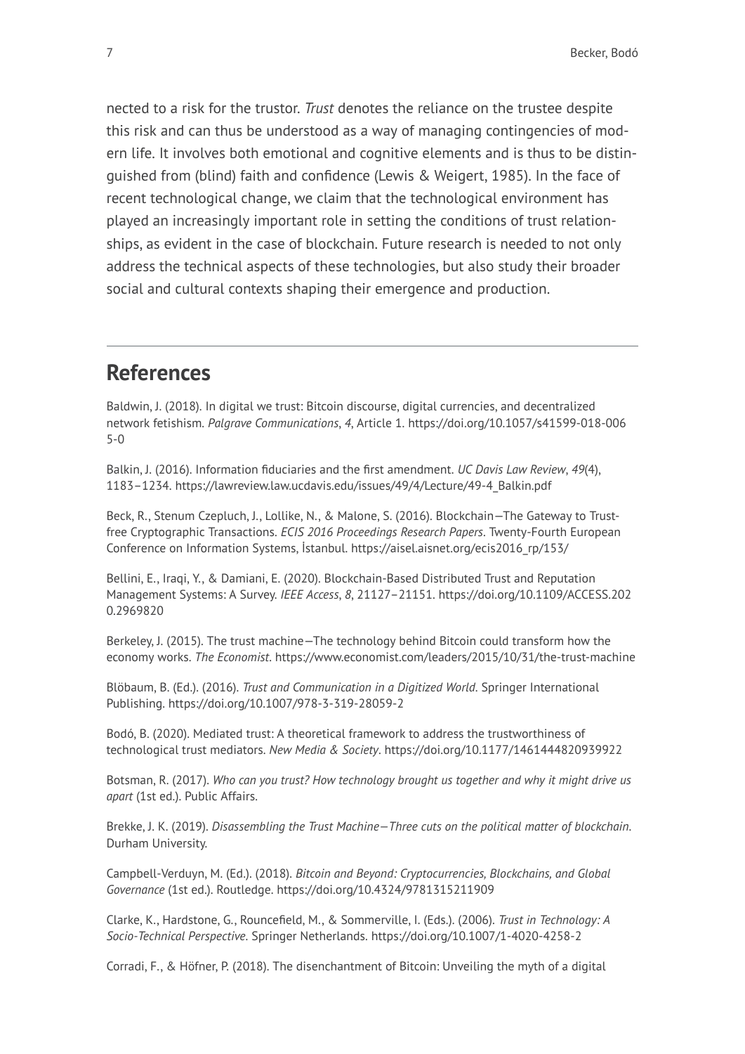nected to a risk for the trustor. *Trust* denotes the reliance on the trustee despite this risk and can thus be understood as a way of managing contingencies of modern life. It involves both emotional and cognitive elements and is thus to be distinguished from (blind) faith and confidence (Lewis & Weigert, 1985). In the face of recent technological change, we claim that the technological environment has played an increasingly important role in setting the conditions of trust relationships, as evident in the case of blockchain. Future research is needed to not only address the technical aspects of these technologies, but also study their broader social and cultural contexts shaping their emergence and production.

---

## References

Baldwin, J. (2018). In digital we trust: Bitcoin discourse, digital currencies, and decentralized network fetishism. *Palgrave Communications*, *4*, Article 1. https://doi.org/10.1057/s41599-018-0065-0

Balkin, J. (2016). Information fiduciaries and the first amendment. *UC Davis Law Review*, *49*(4), 1183–1234. https://lawreview.law.ucdavis.edu/issues/49/4/Lecture/49-4_Balkin.pdf

Beck, R., Stenum Czepluch, J., Lollike, N., & Malone, S. (2016). Blockchain—The Gateway to Trust-free Cryptographic Transactions. *ECIS 2016 Proceedings Research Papers*. Twenty-Fourth European Conference on Information Systems, İstanbul. https://aisel.aisnet.org/ecis2016_rp/153/

Bellini, E., Iraqi, Y., & Damiani, E. (2020). Blockchain-Based Distributed Trust and Reputation Management Systems: A Survey. *IEEE Access*, *8*, 21127–21151. https://doi.org/10.1109/ACCESS.2020.2969820

Berkeley, J. (2015). The trust machine—The technology behind Bitcoin could transform how the economy works. *The Economist*. https://www.economist.com/leaders/2015/10/31/the-trust-machine

Blöbaum, B. (Ed.). (2016). *Trust and Communication in a Digitized World*. Springer International Publishing. https://doi.org/10.1007/978-3-319-28059-2

Bodó, B. (2020). Mediated trust: A theoretical framework to address the trustworthiness of technological trust mediators. *New Media & Society*. https://doi.org/10.1177/1461444820939922

Botsman, R. (2017). *Who can you trust? How technology brought us together and why it might drive us apart* (1st ed.). Public Affairs.

Brekke, J. K. (2019). *Disassembling the Trust Machine—Three cuts on the political matter of blockchain*. Durham University.

Campbell-Verduyn, M. (Ed.). (2018). *Bitcoin and Beyond: Cryptocurrencies, Blockchains, and Global Governance* (1st ed.). Routledge. https://doi.org/10.4324/9781315211909

Clarke, K., Hardstone, G., Rouncefield, M., & Sommerville, I. (Eds.). (2006). *Trust in Technology: A Socio-Technical Perspective*. Springer Netherlands. https://doi.org/10.1007/1-4020-4258-2

Corradi, F., & Höfner, P. (2018). The disenchantment of Bitcoin: Unveiling the myth of a digital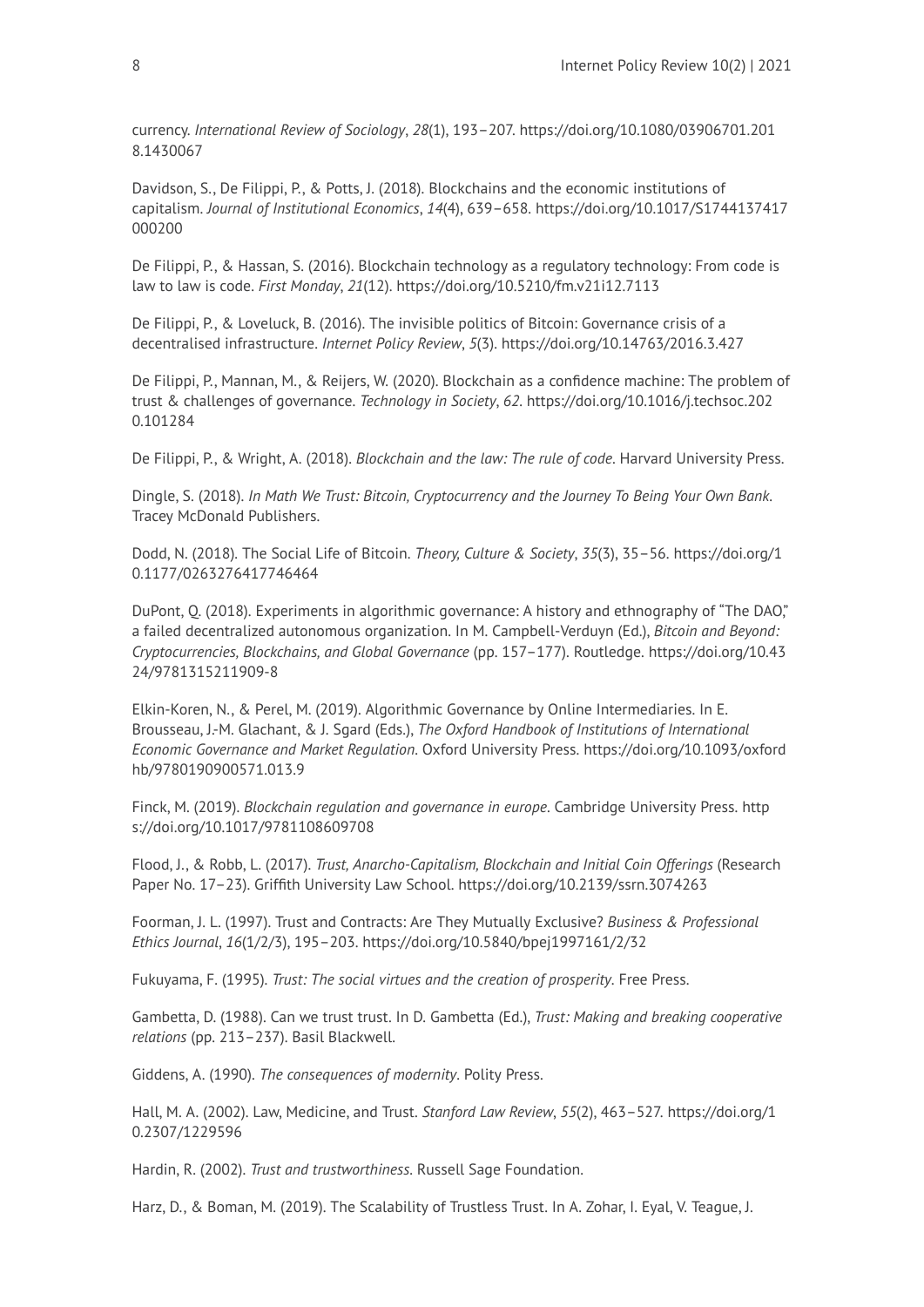currency. *International Review of Sociology*, *28*(1), 193–207. https://doi.org/10.1080/03906701.2018.1430067

Davidson, S., De Filippi, P., & Potts, J. (2018). Blockchains and the economic institutions of capitalism. *Journal of Institutional Economics*, *14*(4), 639–658. https://doi.org/10.1017/S1744137417000200

De Filippi, P., & Hassan, S. (2016). Blockchain technology as a regulatory technology: From code is law to law is code. *First Monday*, *21*(12). https://doi.org/10.5210/fm.v21i12.7113

De Filippi, P., & Loveluck, B. (2016). The invisible politics of Bitcoin: Governance crisis of a decentralised infrastructure. *Internet Policy Review*, *5*(3). https://doi.org/10.14763/2016.3.427

De Filippi, P., Mannan, M., & Reijers, W. (2020). Blockchain as a confidence machine: The problem of trust & challenges of governance. *Technology in Society*, *62*. https://doi.org/10.1016/j.techsoc.2020.101284

De Filippi, P., & Wright, A. (2018). *Blockchain and the law: The rule of code*. Harvard University Press.

Dingle, S. (2018). *In Math We Trust: Bitcoin, Cryptocurrency and the Journey To Being Your Own Bank*. Tracey McDonald Publishers.

Dodd, N. (2018). The Social Life of Bitcoin. *Theory, Culture & Society*, *35*(3), 35–56. https://doi.org/10.1177/0263276417746464

DuPont, Q. (2018). Experiments in algorithmic governance: A history and ethnography of "The DAO," a failed decentralized autonomous organization. In M. Campbell-Verduyn (Ed.), *Bitcoin and Beyond: Cryptocurrencies, Blockchains, and Global Governance* (pp. 157–177). Routledge. https://doi.org/10.4324/9781315211909-8

Elkin-Koren, N., & Perel, M. (2019). Algorithmic Governance by Online Intermediaries. In E. Brousseau, J.-M. Glachant, & J. Sgard (Eds.), *The Oxford Handbook of Institutions of International Economic Governance and Market Regulation*. Oxford University Press. https://doi.org/10.1093/oxfordhb/9780190900571.013.9

Finck, M. (2019). *Blockchain regulation and governance in europe*. Cambridge University Press. https://doi.org/10.1017/9781108609708

Flood, J., & Robb, L. (2017). *Trust, Anarcho-Capitalism, Blockchain and Initial Coin Offerings* (Research Paper No. 17–23). Griffith University Law School. https://doi.org/10.2139/ssrn.3074263

Foorman, J. L. (1997). Trust and Contracts: Are They Mutually Exclusive? *Business & Professional Ethics Journal*, *16*(1/2/3), 195–203. https://doi.org/10.5840/bpej1997161/2/32

Fukuyama, F. (1995). *Trust: The social virtues and the creation of prosperity*. Free Press.

Gambetta, D. (1988). Can we trust trust. In D. Gambetta (Ed.), *Trust: Making and breaking cooperative relations* (pp. 213–237). Basil Blackwell.

Giddens, A. (1990). *The consequences of modernity*. Polity Press.

Hall, M. A. (2002). Law, Medicine, and Trust. *Stanford Law Review*, *55*(2), 463–527. https://doi.org/10.2307/1229596

Hardin, R. (2002). *Trust and trustworthiness*. Russell Sage Foundation.

Harz, D., & Boman, M. (2019). The Scalability of Trustless Trust. In A. Zohar, I. Eyal, V. Teague, J.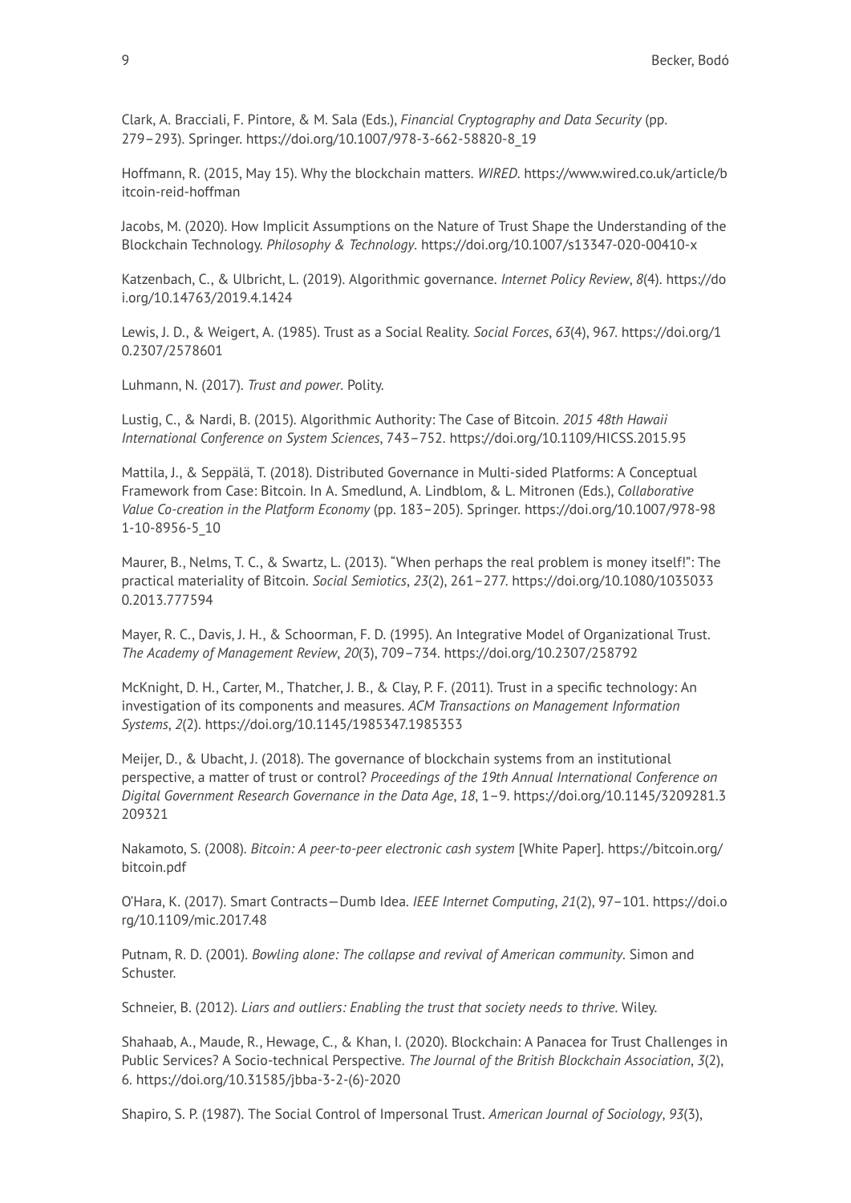Clark, A. Bracciali, F. Pintore, & M. Sala (Eds.), *Financial Cryptography and Data Security* (pp. 279–293). Springer. https://doi.org/10.1007/978-3-662-58820-8_19

Hoffmann, R. (2015, May 15). Why the blockchain matters. *WIRED*. https://www.wired.co.uk/article/bitcoin-reid-hoffman

Jacobs, M. (2020). How Implicit Assumptions on the Nature of Trust Shape the Understanding of the Blockchain Technology. *Philosophy & Technology*. https://doi.org/10.1007/s13347-020-00410-x

Katzenbach, C., & Ulbricht, L. (2019). Algorithmic governance. *Internet Policy Review*, *8*(4). https://doi.org/10.14763/2019.4.1424

Lewis, J. D., & Weigert, A. (1985). Trust as a Social Reality. *Social Forces*, *63*(4), 967. https://doi.org/10.2307/2578601

Luhmann, N. (2017). *Trust and power*. Polity.

Lustig, C., & Nardi, B. (2015). Algorithmic Authority: The Case of Bitcoin. *2015 48th Hawaii International Conference on System Sciences*, 743–752. https://doi.org/10.1109/HICSS.2015.95

Mattila, J., & Seppälä, T. (2018). Distributed Governance in Multi-sided Platforms: A Conceptual Framework from Case: Bitcoin. In A. Smedlund, A. Lindblom, & L. Mitronen (Eds.), *Collaborative Value Co-creation in the Platform Economy* (pp. 183–205). Springer. https://doi.org/10.1007/978-981-10-8956-5_10

Maurer, B., Nelms, T. C., & Swartz, L. (2013). "When perhaps the real problem is money itself!": The practical materiality of Bitcoin. *Social Semiotics*, *23*(2), 261–277. https://doi.org/10.1080/10350330.2013.777594

Mayer, R. C., Davis, J. H., & Schoorman, F. D. (1995). An Integrative Model of Organizational Trust. *The Academy of Management Review*, *20*(3), 709–734. https://doi.org/10.2307/258792

McKnight, D. H., Carter, M., Thatcher, J. B., & Clay, P. F. (2011). Trust in a specific technology: An investigation of its components and measures. *ACM Transactions on Management Information Systems*, *2*(2). https://doi.org/10.1145/1985347.1985353

Meijer, D., & Ubacht, J. (2018). The governance of blockchain systems from an institutional perspective, a matter of trust or control? *Proceedings of the 19th Annual International Conference on Digital Government Research Governance in the Data Age*, *18*, 1–9. https://doi.org/10.1145/3209281.3209321

Nakamoto, S. (2008). *Bitcoin: A peer-to-peer electronic cash system* [White Paper]. https://bitcoin.org/bitcoin.pdf

O'Hara, K. (2017). Smart Contracts—Dumb Idea. *IEEE Internet Computing*, *21*(2), 97–101. https://doi.org/10.1109/mic.2017.48

Putnam, R. D. (2001). *Bowling alone: The collapse and revival of American community*. Simon and Schuster.

Schneier, B. (2012). *Liars and outliers: Enabling the trust that society needs to thrive*. Wiley.

Shahaab, A., Maude, R., Hewage, C., & Khan, I. (2020). Blockchain: A Panacea for Trust Challenges in Public Services? A Socio-technical Perspective. *The Journal of the British Blockchain Association*, *3*(2), 6. https://doi.org/10.31585/jbba-3-2-(6)-2020

Shapiro, S. P. (1987). The Social Control of Impersonal Trust. *American Journal of Sociology*, *93*(3),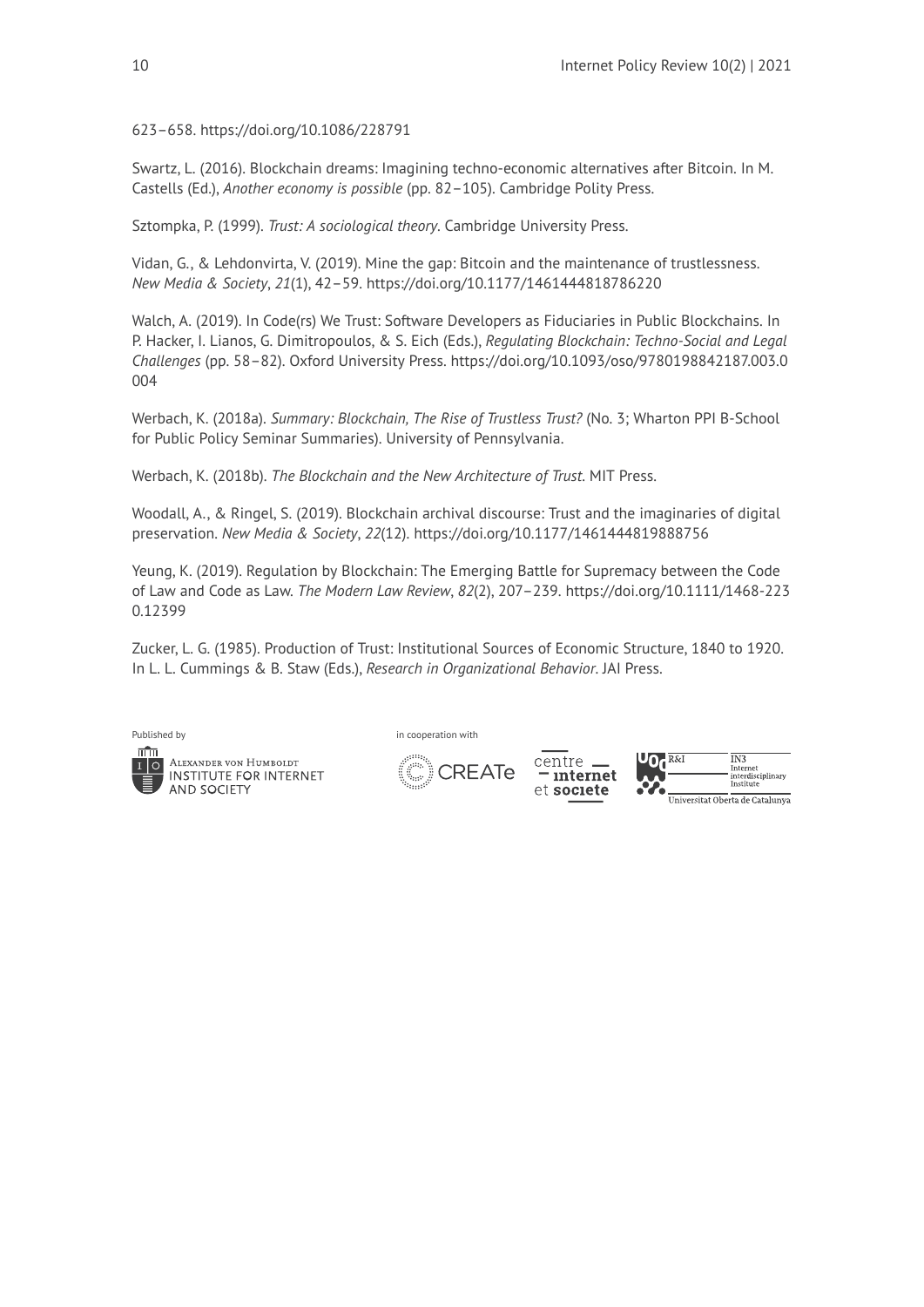623–658. https://doi.org/10.1086/228791

Swartz, L. (2016). Blockchain dreams: Imagining techno-economic alternatives after Bitcoin. In M. Castells (Ed.), *Another economy is possible* (pp. 82–105). Cambridge Polity Press.

Sztompka, P. (1999). *Trust: A sociological theory*. Cambridge University Press.

Vidan, G., & Lehdonvirta, V. (2019). Mine the gap: Bitcoin and the maintenance of trustlessness. *New Media & Society*, *21*(1), 42–59. https://doi.org/10.1177/1461444818786220

Walch, A. (2019). In Code(rs) We Trust: Software Developers as Fiduciaries in Public Blockchains. In P. Hacker, I. Lianos, G. Dimitropoulos, & S. Eich (Eds.), *Regulating Blockchain: Techno-Social and Legal Challenges* (pp. 58–82). Oxford University Press. https://doi.org/10.1093/oso/9780198842187.003.0004

Werbach, K. (2018a). *Summary: Blockchain, The Rise of Trustless Trust?* (No. 3; Wharton PPI B-School for Public Policy Seminar Summaries). University of Pennsylvania.

Werbach, K. (2018b). *The Blockchain and the New Architecture of Trust*. MIT Press.

Woodall, A., & Ringel, S. (2019). Blockchain archival discourse: Trust and the imaginaries of digital preservation. *New Media & Society*, *22*(12). https://doi.org/10.1177/1461444819888756

Yeung, K. (2019). Regulation by Blockchain: The Emerging Battle for Supremacy between the Code of Law and Code as Law. *The Modern Law Review*, *82*(2), 207–239. https://doi.org/10.1111/1468-2230.12399

Zucker, L. G. (1985). Production of Trust: Institutional Sources of Economic Structure, 1840 to 1920. In L. L. Cummings & B. Staw (Eds.), *Research in Organizational Behavior*. JAI Press.

Published by Alexander von Humboldt Institute for Internet and Society

in cooperation with CREATe, centre internet et société, UOC R&I IN3 Internet Interdisciplinary Institute, Universitat Oberta de Catalunya